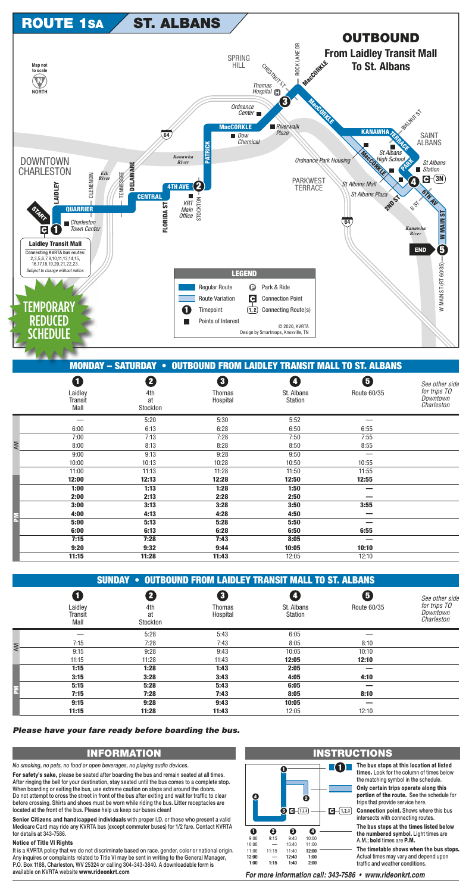# ROUTE 1SA ST. ALBANS

## OUTBOUND
**From Laidley Transit Mall To St. Albans**

Map not to scale

NORTH

DOWNTOWN CHARLESTON · LAIDLEY · CLENDENIN · Elk River · TENNESSEE · DELAWARE · QUARRIER · START · Charleston Town Center · CENTRAL · FLORIDA ST · 4TH AVE · KRT Main Office · STOCKTON · Kanawha River · PATRICK · MacCORKLE · Dow Chemical · Riverwalk Plaza · Ordnance Center · SPRING HILL · Thomas Hospital · CHESTNUT ST · ROCK LANE DR · MacCORKLE · PARKWEST TERRACE · Ordnance Park Housing · St Albans Mall · St Albans Plaza · 2ND ST · B ST · KANAWHA TERRACE · WALNUT ST · SAINT ALBANS · St Albans High School · PARK · St Albans Station · 6TH AV · W MAIN ST · Kanawha River · END · W MAIN ST (RT 60/35) · 64

**Laidley Transit Mall**
Connecting KVRTA bus routes: 2,3,5,6,7,8,10,11,13,14,15,16,17,18,19,20,21,22,23.
*Subject to change without notice.*

TEMPORARY REDUCED SCHEDULE

**LEGEND**
- Regular Route
- Route Variation
- Timepoint
- Points of Interest
- Park & Ride
- Connection Point
- Connecting Route(s)

© 2020, KVRTA
Design by Smartmaps, Knoxville, TN

## MONDAY – SATURDAY • OUTBOUND FROM LAIDLEY TRANSIT MALL TO ST. ALBANS

| | 1 Laidley Transit Mall | 2 4th at Stockton | 3 Thomas Hospital | 4 St. Albans Station | 5 Route 60/35 |
|---|---|---|---|---|---|
| AM | — | 5:20 | 5:30 | 5:52 | — |
| AM | 6:00 | 6:13 | 6:28 | 6:50 | 6:55 |
| AM | 7:00 | 7:13 | 7:28 | 7:50 | 7:55 |
| AM | 8:00 | 8:13 | 8:28 | 8:50 | 8:55 |
| AM | 9:00 | 9:13 | 9:28 | 9:50 | — |
| AM | 10:00 | 10:13 | 10:28 | 10:50 | 10:55 |
| AM | 11:00 | 11:13 | 11:28 | 11:50 | 11:55 |
| PM | **12:00** | **12:13** | **12:28** | **12:50** | **12:55** |
| PM | **1:00** | **1:13** | **1:28** | **1:50** | **—** |
| PM | **2:00** | **2:13** | **2:28** | **2:50** | **—** |
| PM | **3:00** | **3:13** | **3:28** | **3:50** | **3:55** |
| PM | **4:00** | **4:13** | **4:28** | **4:50** | **—** |
| PM | **5:00** | **5:13** | **5:28** | **5:50** | **—** |
| PM | **6:00** | **6:13** | **6:28** | **6:50** | **6:55** |
| PM | **7:15** | **7:28** | **7:43** | **8:05** | **—** |
| PM | **9:20** | **9:32** | **9:44** | **10:05** | **10:10** |
| PM | **11:15** | **11:28** | **11:43** | 12:05 | 12:10 |

*See other side for trips TO Downtown Charleston*

## SUNDAY • OUTBOUND FROM LAIDLEY TRANSIT MALL TO ST. ALBANS

| | 1 Laidley Transit Mall | 2 4th at Stockton | 3 Thomas Hospital | 4 St. Albans Station | 5 Route 60/35 |
|---|---|---|---|---|---|
| AM | — | 5:28 | 5:43 | 6:05 | — |
| AM | 7:15 | 7:28 | 7:43 | 8:05 | 8:10 |
| AM | 9:15 | 9:28 | 9:43 | 10:05 | 10:10 |
| AM | 11:15 | 11:28 | 11:43 | **12:05** | **12:10** |
| PM | **1:15** | **1:28** | **1:43** | **2:05** | **—** |
| PM | **3:15** | **3:28** | **3:43** | **4:05** | **4:10** |
| PM | **5:15** | **5:28** | **5:43** | **6:05** | **—** |
| PM | **7:15** | **7:28** | **7:43** | **8:05** | **8:10** |
| PM | **9:15** | **9:28** | **9:43** | **10:05** | **—** |
| PM | **11:15** | **11:28** | **11:43** | 12:05 | 12:10 |

*See other side for trips TO Downtown Charleston*

***Please have your fare ready before boarding the bus.***

## INFORMATION

*No smoking, no pets, no food or open beverages, no playing audio devices.*

**For safety's sake,** please be seated after boarding the bus and remain seated at all times. After ringing the bell for your destination, stay seated until the bus comes to a complete stop. When boarding or exiting the bus, use extreme caution on steps and around the doors. Do not attempt to cross the street in front of the bus after exiting and wait for traffic to clear before crossing. Shirts and shoes must be worn while riding the bus. Litter receptacles are located at the front of the bus. Please help us keep our buses clean!

**Senior Citizens and handicapped individuals** with proper I.D. or those who present a valid Medicare Card may ride any KVRTA bus (except commuter buses) for 1/2 fare. Contact KVRTA for details at 343-7586.

**Notice of Title VI Rights**

It is a KVRTA policy that we do not discriminate based on race, gender, color or national origin. Any inquires or complaints related to Title VI may be sent in writing to the General Manager, P.O. Box 1188, Charleston, WV 25324 or calling 304-343-3840. A downloadable form is available on KVRTA website **www.rideonkrt.com**

## INSTRUCTIONS

| 1 | 2 | 3 | 4 |
|---|---|---|---|
| 9:00 | 9:15 | 9:40 | 10:00 |
| 10:00 | — | 10:40 | 11:00 |
| 11:00 | 11:15 | 11:40 | **12:00** |
| **12:00** | — | **12:40** | **1:00** |
| **1:00** | **1:15** | **1:40** | **2:00** |

**The bus stops at this location at listed times.** Look for the column of times below the matching symbol in the schedule.

**Only certain trips operate along this portion of the route.** See the schedule for trips that provide service here.

**Connection point.** Shows where this bus intersects with connecting routes.

**The bus stops at the times listed below the numbered symbol.** Light times are A.M.; **bold** times are **P.M.**

**The timetable shows when the bus stops.** Actual times may vary and depend upon traffic and weather conditions.

***For more information call: 343-7586 • www.rideonkrt.com***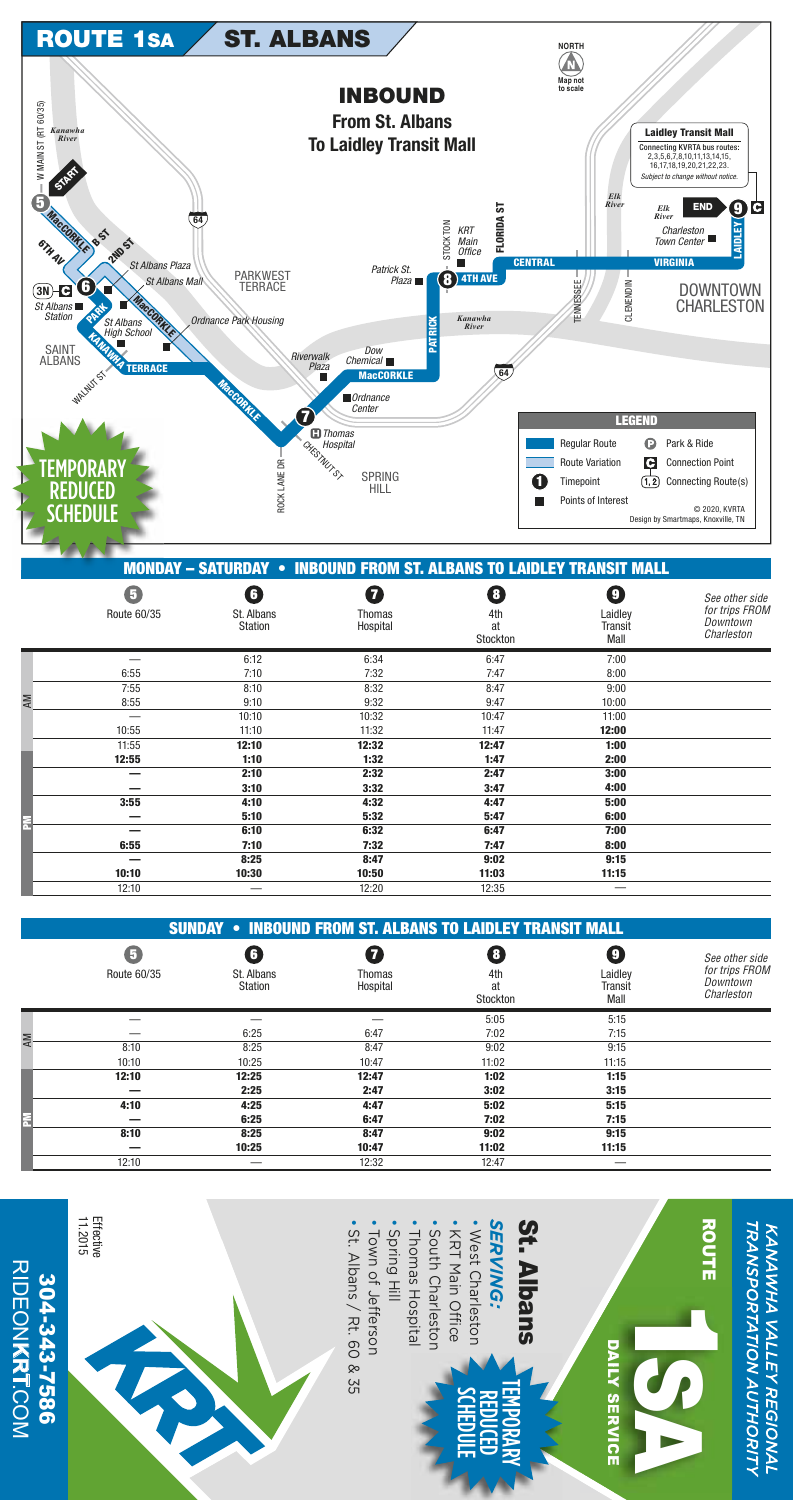# ROUTE 1SA ST. ALBANS

## INBOUND

**From St. Albans To Laidley Transit Mall**

NORTH

Map not to scale

Kanawha River

W MAIN ST (RT 60/35)

START

MacCORKLE

B ST

2ND ST

6TH AV

St Albans Plaza

St Albans Mall

PARKWEST TERRACE

Patrick St. Plaza

KRT Main Office

STOCKTON

FLORIDA ST

4TH AVE

CENTRAL

TENNESSEE

CLENDENIN

Elk River

Laidley Transit Mall

Connecting KVRTA bus routes: 2,3,5,6,7,8,10,11,13,14,15, 16,17,18,19,20,21,22,23. *Subject to change without notice.*

END

Charleston Town Center

LAIDLEY

VIRGINIA

DOWNTOWN CHARLESTON

3N

St Albans Station

PARK

St Albans High School

Ordnance Park Housing

Riverwalk Plaza

Dow Chemical

PATRICK

Kanawha River

MacCORKLE

64

Ordnance Center

SAINT ALBANS

KANAWHA TERRACE

WALNUT ST

Thomas Hospital

CHESTNUT ST

ROCK LANE DR

SPRING HILL

TEMPORARY REDUCED SCHEDULE

**LEGEND**

Regular Route — Park & Ride

Route Variation — Connection Point

Timepoint — Connecting Route(s)

Points of Interest

© 2020, KVRTA Design by Smartmaps, Knoxville, TN

## MONDAY – SATURDAY • INBOUND FROM ST. ALBANS TO LAIDLEY TRANSIT MALL

| | 5 Route 60/35 | 6 St. Albans Station | 7 Thomas Hospital | 8 4th at Stockton | 9 Laidley Transit Mall | *See other side for trips FROM Downtown Charleston* |
|---|---|---|---|---|---|---|
| AM | — | 6:12 | 6:34 | 6:47 | 7:00 | |
| AM | 6:55 | 7:10 | 7:32 | 7:47 | 8:00 | |
| AM | 7:55 | 8:10 | 8:32 | 8:47 | 9:00 | |
| AM | 8:55 | 9:10 | 9:32 | 9:47 | 10:00 | |
| AM | — | 10:10 | 10:32 | 10:47 | 11:00 | |
| AM | 10:55 | 11:10 | 11:32 | 11:47 | **12:00** | |
| AM | 11:55 | **12:10** | **12:32** | **12:47** | **1:00** | |
| PM | **12:55** | **1:10** | **1:32** | **1:47** | **2:00** | |
| PM | **—** | **2:10** | **2:32** | **2:47** | **3:00** | |
| PM | **—** | **3:10** | **3:32** | **3:47** | **4:00** | |
| PM | **3:55** | **4:10** | **4:32** | **4:47** | **5:00** | |
| PM | **—** | **5:10** | **5:32** | **5:47** | **6:00** | |
| PM | **—** | **6:10** | **6:32** | **6:47** | **7:00** | |
| PM | **6:55** | **7:10** | **7:32** | **7:47** | **8:00** | |
| PM | **—** | **8:25** | **8:47** | **9:02** | **9:15** | |
| PM | **10:10** | **10:30** | **10:50** | **11:03** | **11:15** | |
| | 12:10 | — | 12:20 | 12:35 | — | |

## SUNDAY • INBOUND FROM ST. ALBANS TO LAIDLEY TRANSIT MALL

| | 5 Route 60/35 | 6 St. Albans Station | 7 Thomas Hospital | 8 4th at Stockton | 9 Laidley Transit Mall | *See other side for trips FROM Downtown Charleston* |
|---|---|---|---|---|---|---|
| AM | — | — | — | 5:05 | 5:15 | |
| AM | — | 6:25 | 6:47 | 7:02 | 7:15 | |
| AM | 8:10 | 8:25 | 8:47 | 9:02 | 9:15 | |
| AM | 10:10 | 10:25 | 10:47 | 11:02 | 11:15 | |
| PM | **12:10** | **12:25** | **12:47** | **1:02** | **1:15** | |
| PM | **—** | **2:25** | **2:47** | **3:02** | **3:15** | |
| PM | **4:10** | **4:25** | **4:47** | **5:02** | **5:15** | |
| PM | **—** | **6:25** | **6:47** | **7:02** | **7:15** | |
| PM | **8:10** | **8:25** | **8:47** | **9:02** | **9:15** | |
| PM | **—** | **10:25** | **10:47** | **11:02** | **11:15** | |
| | 12:10 | — | 12:32 | 12:47 | — | |

*KANAWHA VALLEY REGIONAL TRANSPORTATION AUTHORITY*

# ROUTE 1SA

DAILY SERVICE

# St. Albans

*SERVING:*

- West Charleston
- KRT Main Office
- South Charleston
- Thomas Hospital
- Spring Hill
- Town of Jefferson
- St. Albans / Rt. 60 & 35

TEMPORARY REDUCED SCHEDULE

Effective 11.2015

KRT

**304-343-7586**

RIDEON**KRT**.COM